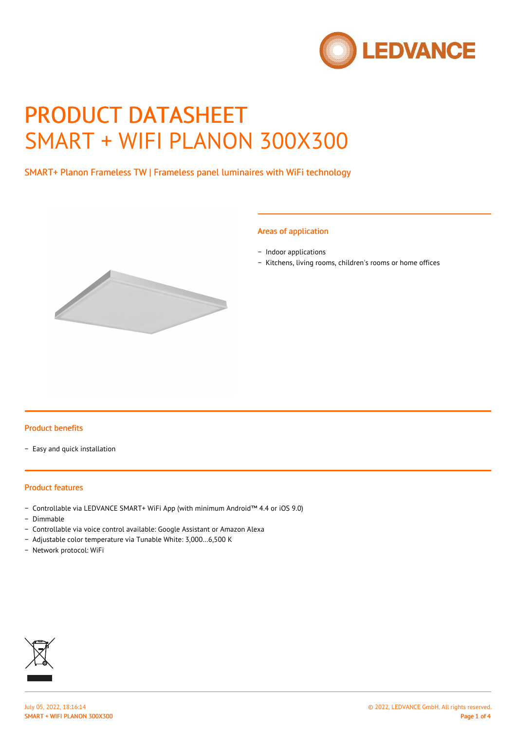# PRODUCT DATASHEET
# SMART + WIFI PLANON 300X300

SMART+ Planon Frameless TW | Frameless panel luminaires with WiFi technology

## Areas of application

- Indoor applications
- Kitchens, living rooms, children's rooms or home offices

## Product benefits

- Easy and quick installation

## Product features

- Controllable via LEDVANCE SMART+ WiFi App (with minimum Android™ 4.4 or iOS 9.0)
- Dimmable
- Controllable via voice control available: Google Assistant or Amazon Alexa
- Adjustable color temperature via Tunable White: 3,000…6,500 K
- Network protocol: WiFi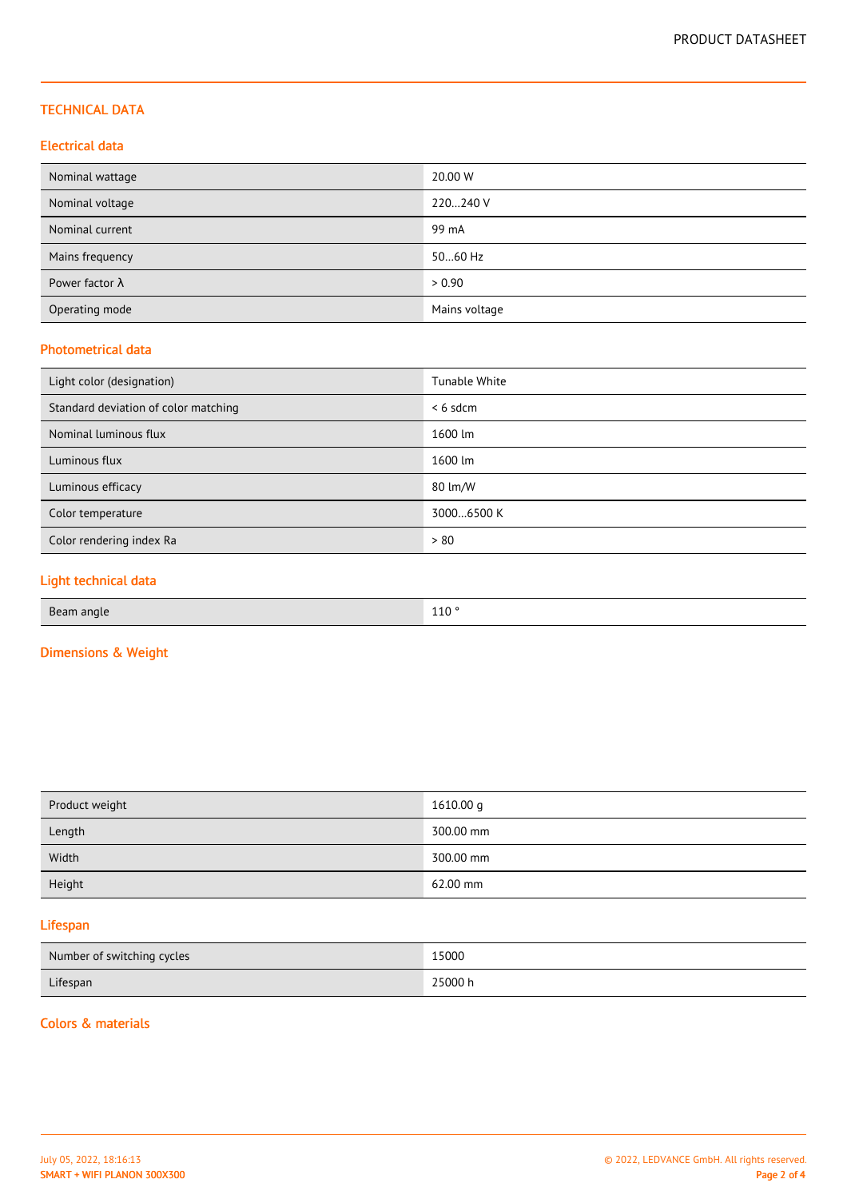## TECHNICAL DATA

### Electrical data

| | |
|---|---|
| Nominal wattage | 20.00 W |
| Nominal voltage | 220…240 V |
| Nominal current | 99 mA |
| Mains frequency | 50…60 Hz |
| Power factor λ | > 0.90 |
| Operating mode | Mains voltage |

### Photometrical data

| | |
|---|---|
| Light color (designation) | Tunable White |
| Standard deviation of color matching | < 6 sdcm |
| Nominal luminous flux | 1600 lm |
| Luminous flux | 1600 lm |
| Luminous efficacy | 80 lm/W |
| Color temperature | 3000…6500 K |
| Color rendering index Ra | > 80 |

### Light technical data

| | |
|---|---|
| Beam angle | 110 ° |

### Dimensions & Weight

| | |
|---|---|
| Product weight | 1610.00 g |
| Length | 300.00 mm |
| Width | 300.00 mm |
| Height | 62.00 mm |

### Lifespan

| | |
|---|---|
| Number of switching cycles | 15000 |
| Lifespan | 25000 h |

### Colors & materials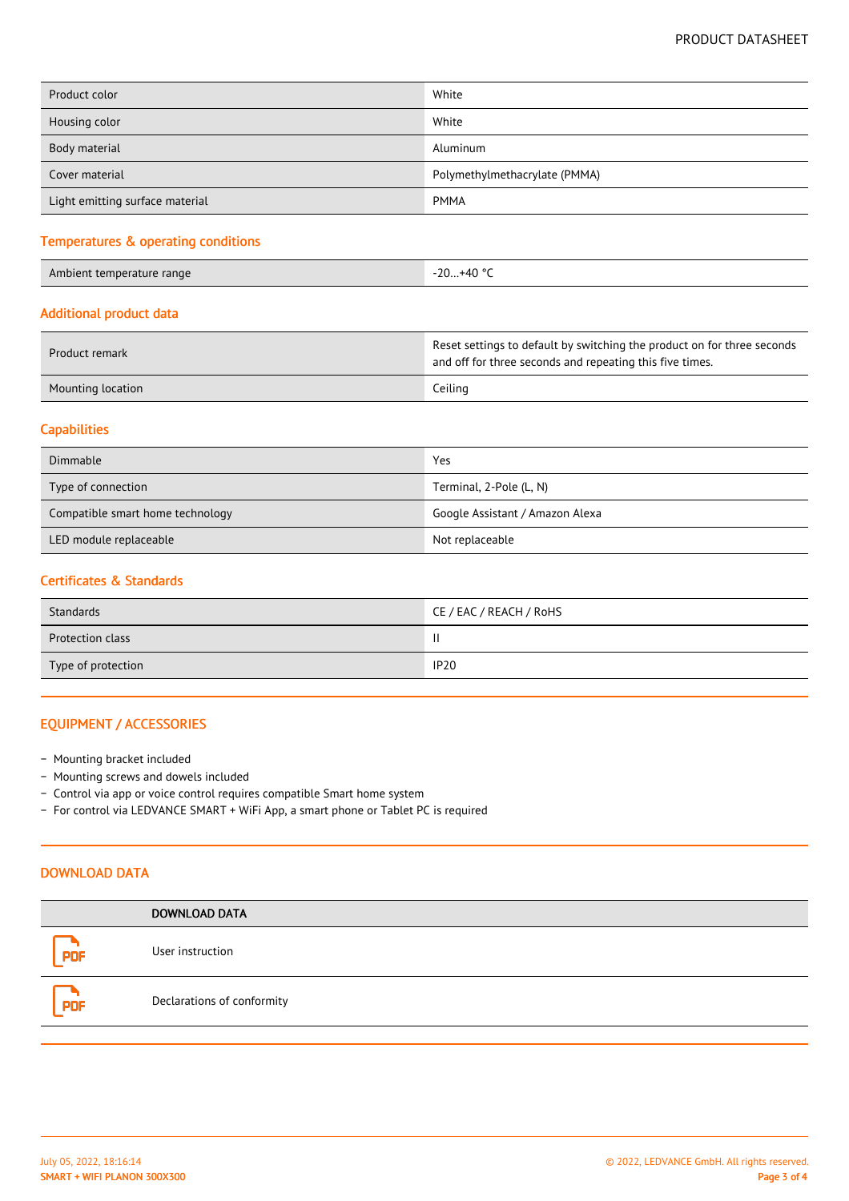| | |
|---|---|
| Product color | White |
| Housing color | White |
| Body material | Aluminum |
| Cover material | Polymethylmethacrylate (PMMA) |
| Light emitting surface material | PMMA |

## Temperatures & operating conditions

| | |
|---|---|
| Ambient temperature range | -20…+40 °C |

## Additional product data

| | |
|---|---|
| Product remark | Reset settings to default by switching the product on for three seconds and off for three seconds and repeating this five times. |
| Mounting location | Ceiling |

## Capabilities

| | |
|---|---|
| Dimmable | Yes |
| Type of connection | Terminal, 2-Pole (L, N) |
| Compatible smart home technology | Google Assistant / Amazon Alexa |
| LED module replaceable | Not replaceable |

## Certificates & Standards

| | |
|---|---|
| Standards | CE / EAC / REACH / RoHS |
| Protection class | II |
| Type of protection | IP20 |

## EQUIPMENT / ACCESSORIES

- Mounting bracket included
- Mounting screws and dowels included
- Control via app or voice control requires compatible Smart home system
- For control via LEDVANCE SMART + WiFi App, a smart phone or Tablet PC is required

## DOWNLOAD DATA

| | DOWNLOAD DATA |
|---|---|
| PDF | User instruction |
| PDF | Declarations of conformity |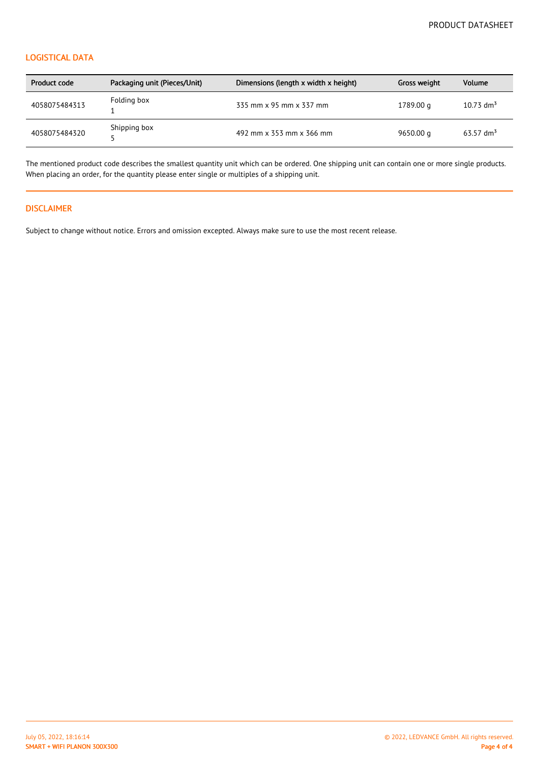## LOGISTICAL DATA

| Product code | Packaging unit (Pieces/Unit) | Dimensions (length x width x height) | Gross weight | Volume |
|---|---|---|---|---|
| 4058075484313 | Folding box 1 | 335 mm x 95 mm x 337 mm | 1789.00 g | 10.73 $dm^3$ |
| 4058075484320 | Shipping box 5 | 492 mm x 353 mm x 366 mm | 9650.00 g | 63.57 $dm^3$ |

The mentioned product code describes the smallest quantity unit which can be ordered. One shipping unit can contain one or more single products. When placing an order, for the quantity please enter single or multiples of a shipping unit.

## DISCLAIMER

Subject to change without notice. Errors and omission excepted. Always make sure to use the most recent release.